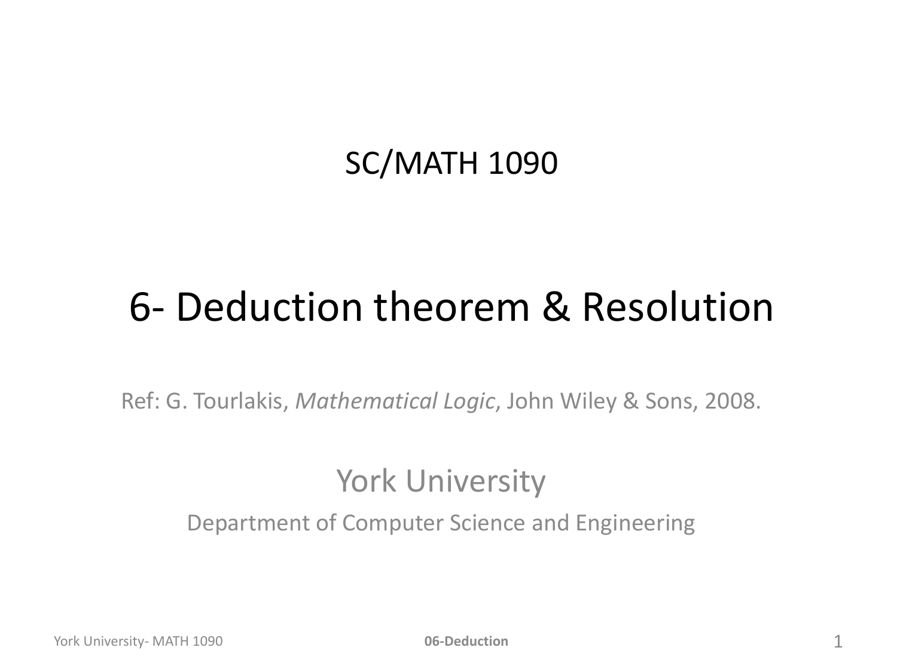SC/MATH 1090

# 6- Deduction theorem & Resolution

Ref: G. Tourlakis, *Mathematical Logic*, John Wiley & Sons, 2008.

York University

Department of Computer Science and Engineering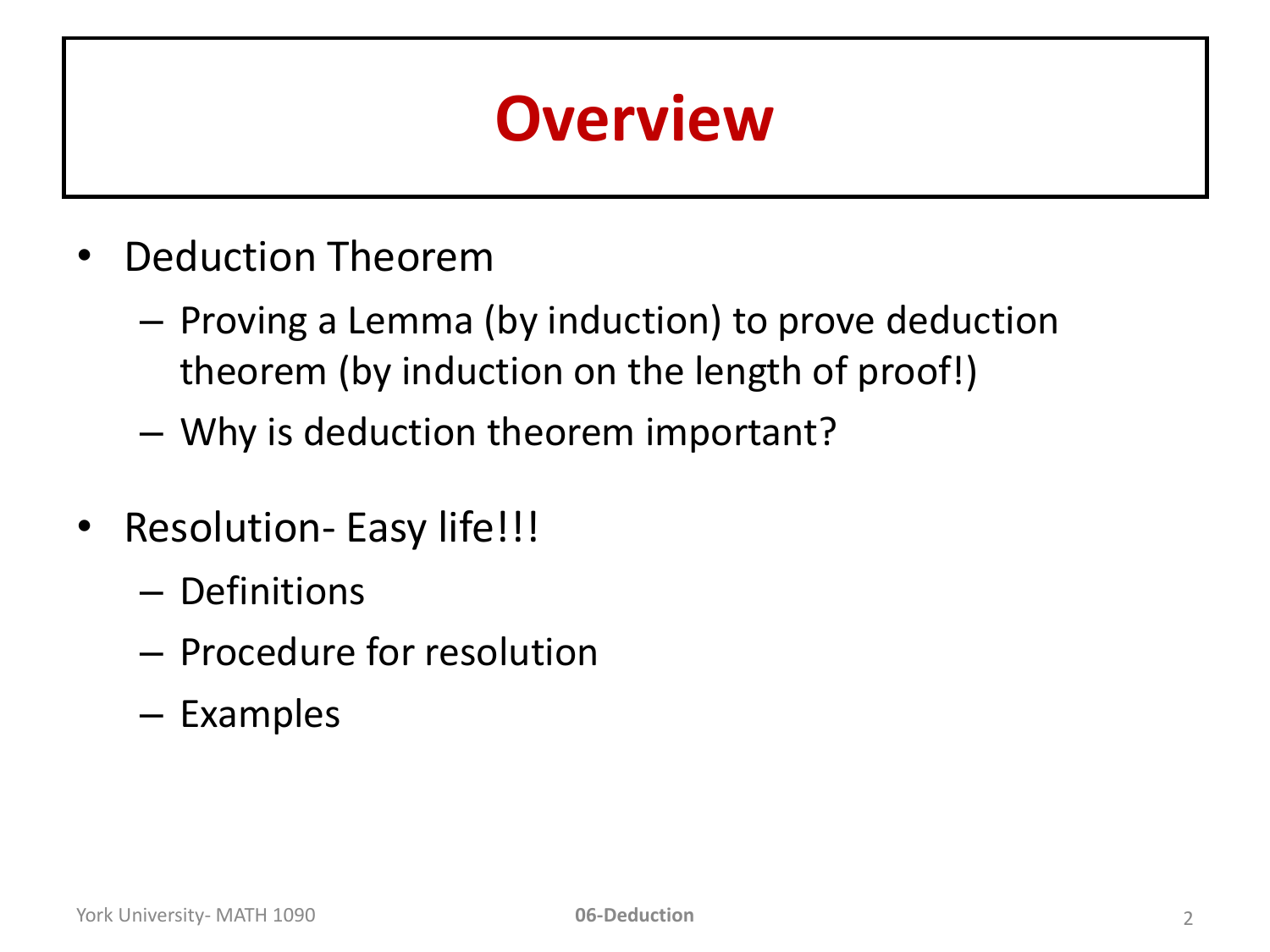# Overview

- Deduction Theorem
  - Proving a Lemma (by induction) to prove deduction theorem (by induction on the length of proof!)
  - Why is deduction theorem important?
- Resolution- Easy life!!!
  - Definitions
  - Procedure for resolution
  - Examples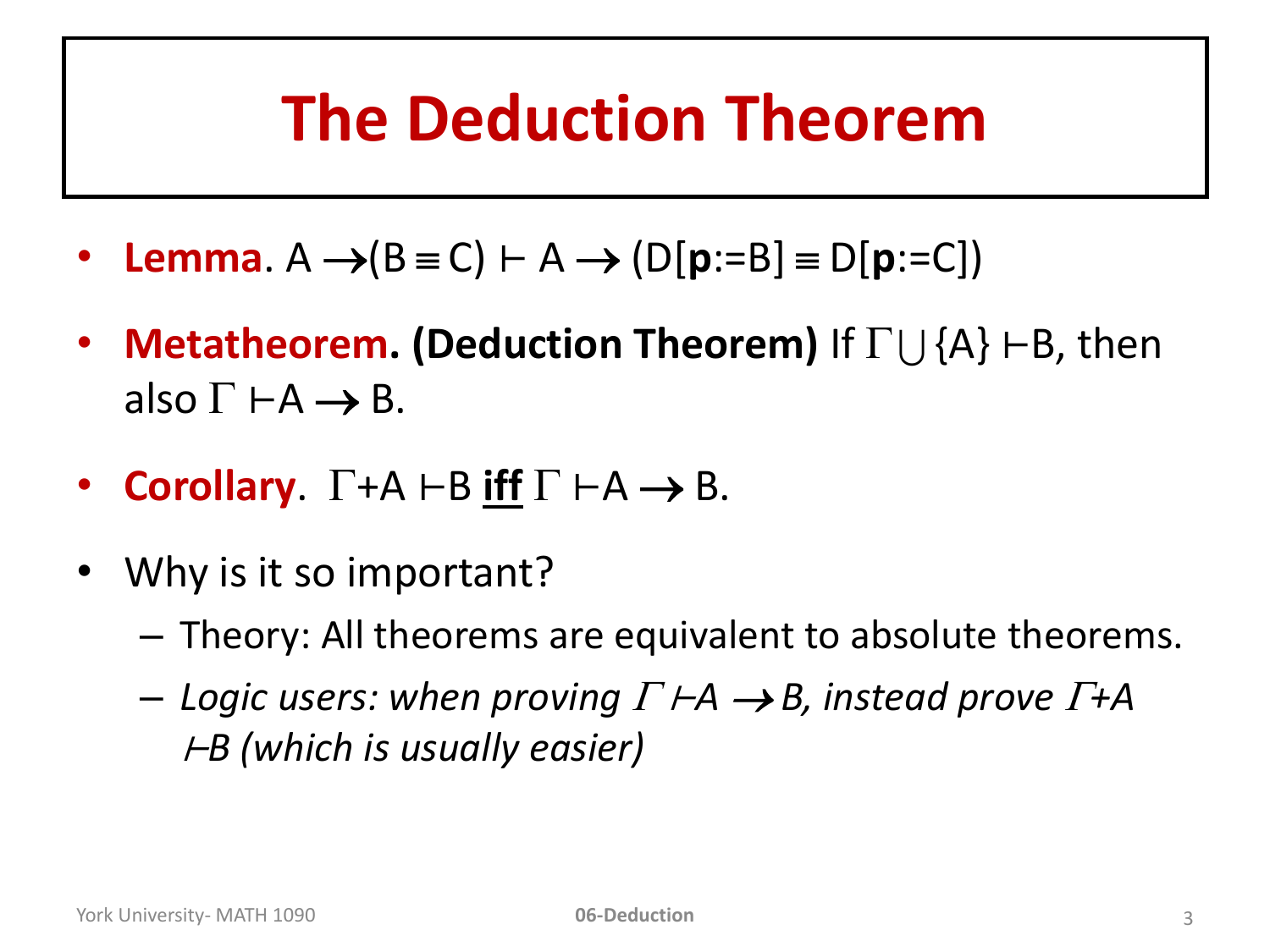# The Deduction Theorem

- **Lemma**. $A \rightarrow (B \equiv C) \vdash A \rightarrow (D[\mathbf{p}:=B] \equiv D[\mathbf{p}:=C])$
- **Metatheorem. (Deduction Theorem)** If $\Gamma \cup \{A\} \vdash B$, then also $\Gamma \vdash A \rightarrow B$.
- **Corollary**. $\Gamma + A \vdash B$ **<u>iff</u>** $\Gamma \vdash A \rightarrow B$.
- Why is it so important?
  - Theory: All theorems are equivalent to absolute theorems.
  - *Logic users: when proving $\Gamma \vdash A \rightarrow B$, instead prove $\Gamma + A \vdash B$ (which is usually easier)*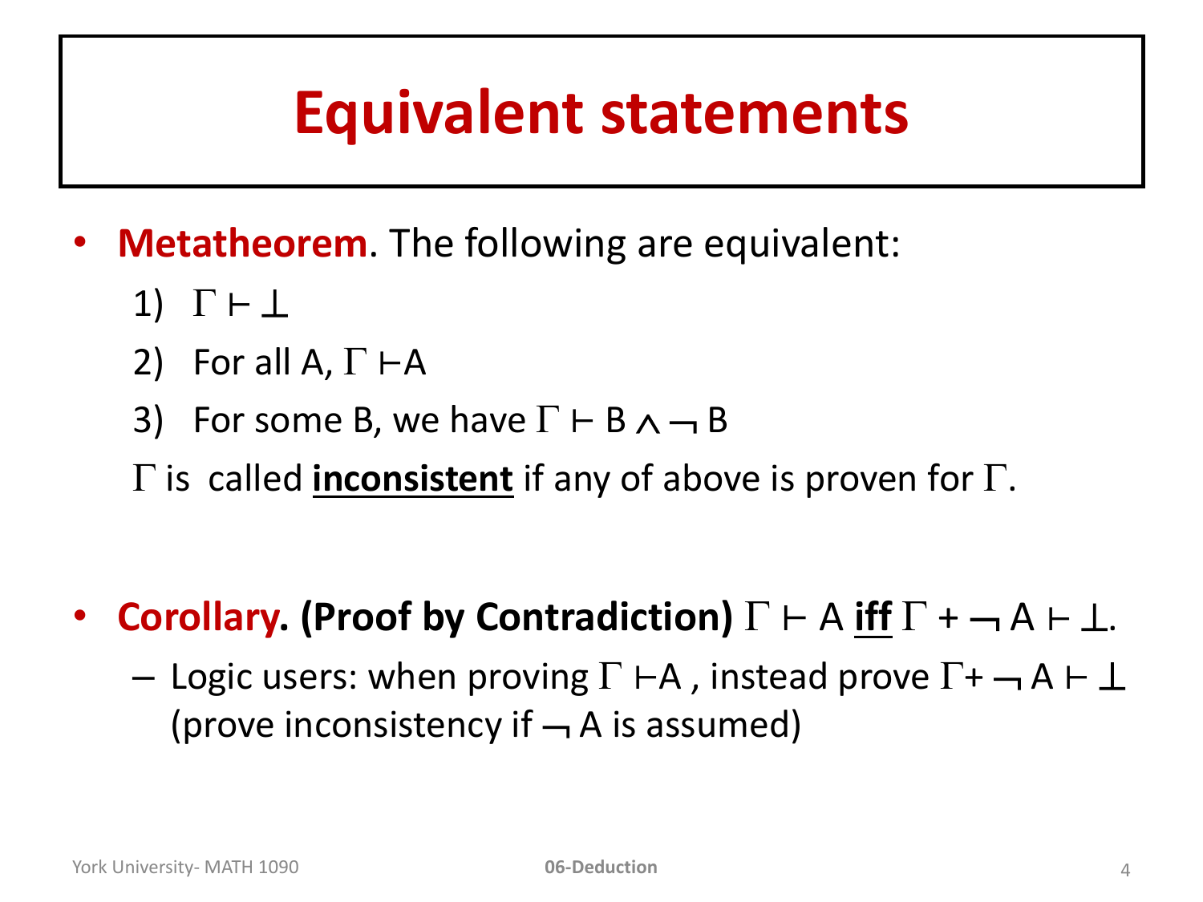# Equivalent statements

- **Metatheorem**. The following are equivalent:
  1) $\Gamma \vdash \bot$
  2) For all A, $\Gamma \vdash A$
  3) For some B, we have $\Gamma \vdash B \wedge \neg B$

  $\Gamma$ is called **inconsistent** if any of above is proven for $\Gamma$.

- **Corollary. (Proof by Contradiction)** $\Gamma \vdash A$ **iff** $\Gamma + \neg A \vdash \bot$.
  - Logic users: when proving $\Gamma \vdash A$ , instead prove $\Gamma + \neg A \vdash \bot$ (prove inconsistency if $\neg A$ is assumed)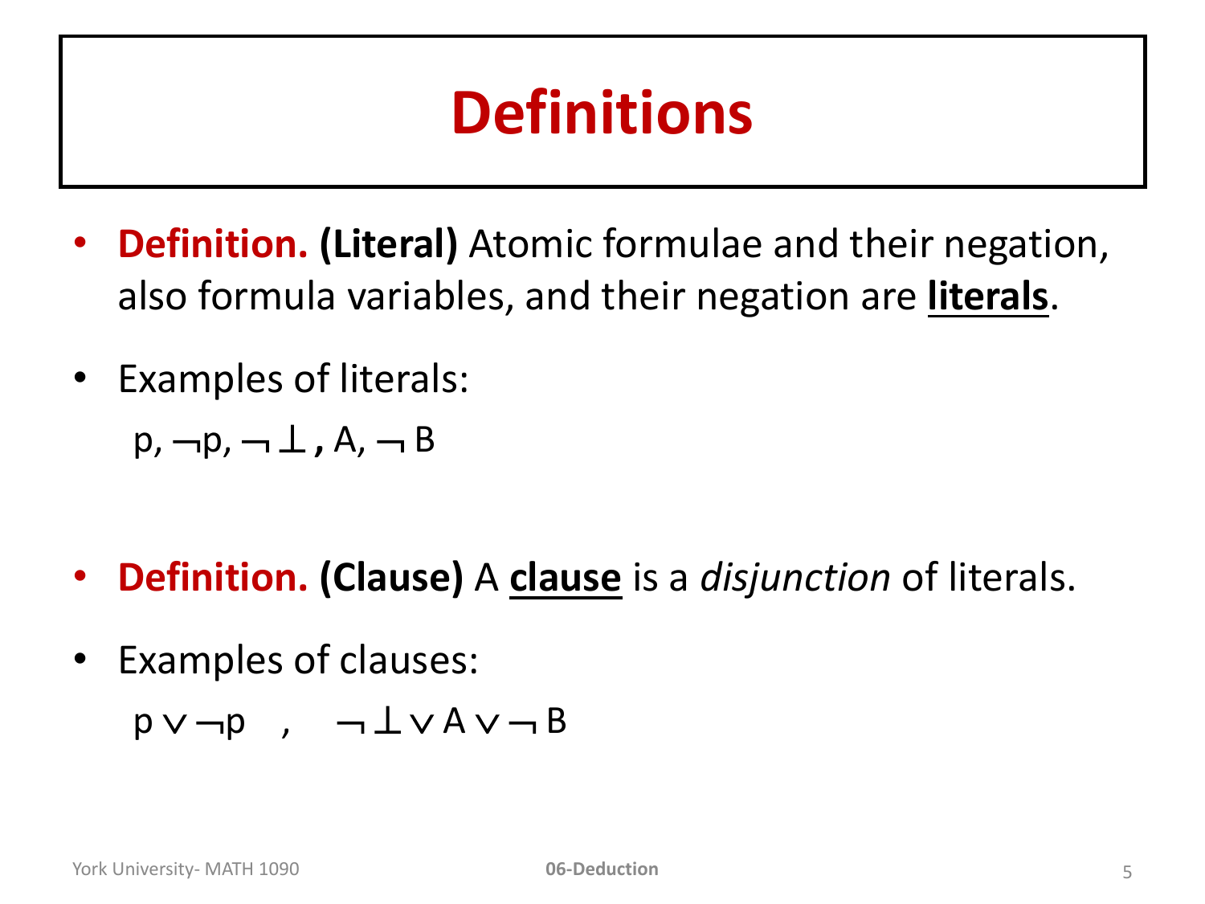# Definitions

- **Definition. (Literal)** Atomic formulae and their negation, also formula variables, and their negation are **literals**.

- Examples of literals:

  $p, \neg p, \neg \bot, A, \neg B$

- **Definition. (Clause)** A **clause** is a *disjunction* of literals.

- Examples of clauses:

  $p \vee \neg p \quad , \quad \neg \bot \vee A \vee \neg B$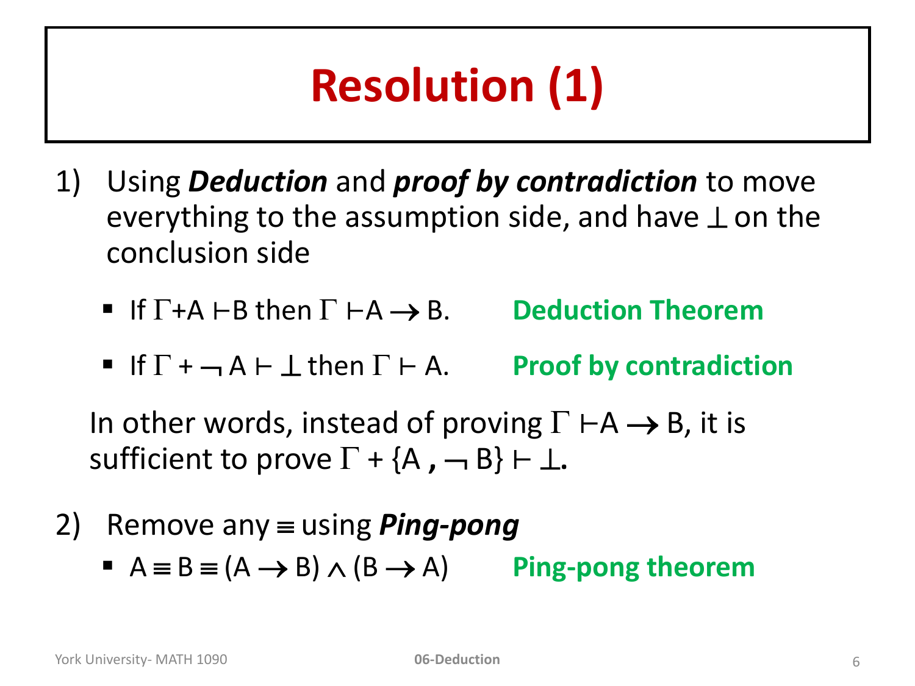# Resolution (1)

1) Using ***Deduction*** and ***proof by contradiction*** to move everything to the assumption side, and have $\perp$ on the conclusion side

   - If $\Gamma + A \vdash B$ then $\Gamma \vdash A \rightarrow B$. **Deduction Theorem**
   - If $\Gamma + \neg A \vdash \perp$ then $\Gamma \vdash A$. **Proof by contradiction**

   In other words, instead of proving $\Gamma \vdash A \rightarrow B$, it is sufficient to prove $\Gamma + \{A, \neg B\} \vdash \perp$.

2) Remove any $\equiv$ using ***Ping-pong***

   - $A \equiv B \equiv (A \rightarrow B) \wedge (B \rightarrow A)$ **Ping-pong theorem**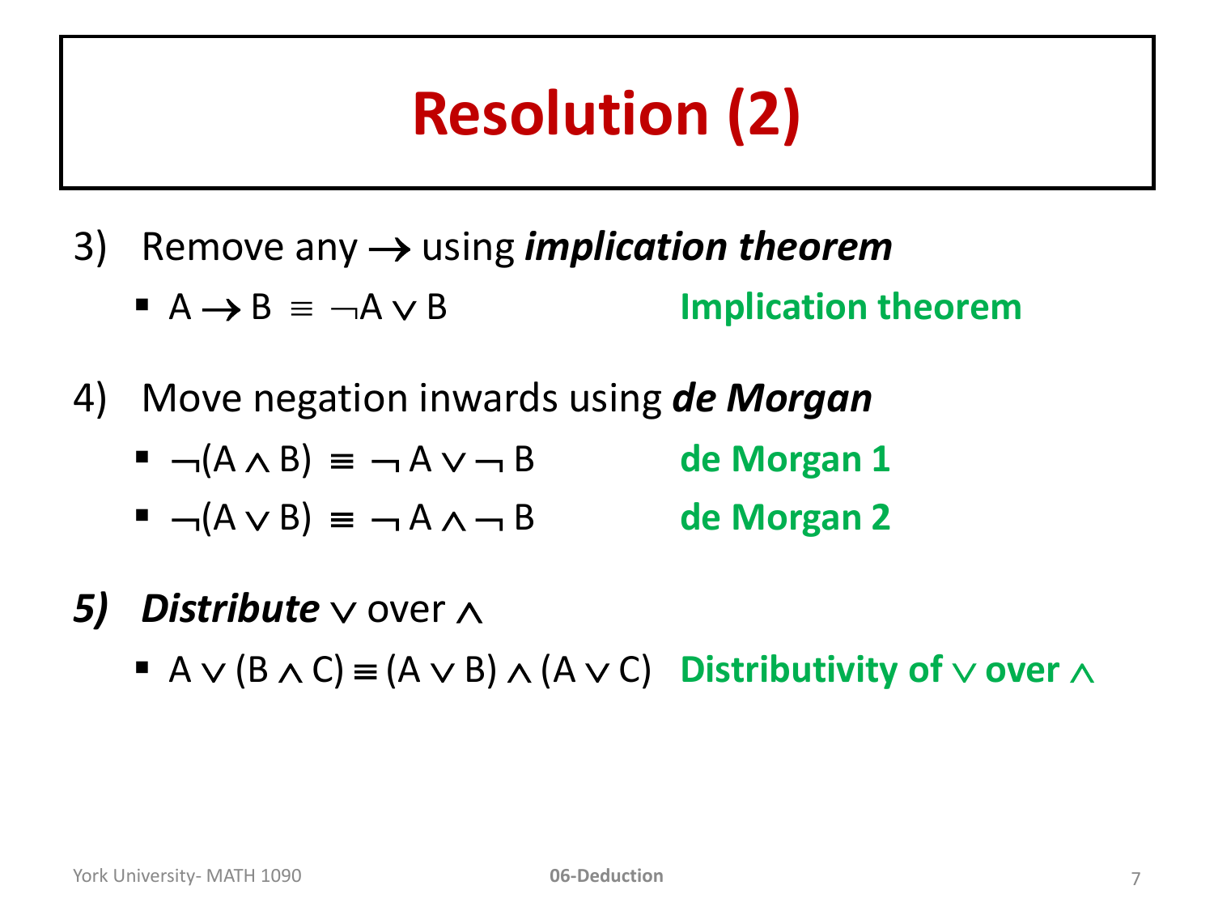# Resolution (2)

3) Remove any $\rightarrow$ using ***implication theorem***
   - $A \rightarrow B \equiv \neg A \vee B$ **Implication theorem**

4) Move negation inwards using ***de Morgan***
   - $\neg(A \wedge B) \equiv \neg A \vee \neg B$ **de Morgan 1**
   - $\neg(A \vee B) \equiv \neg A \wedge \neg B$ **de Morgan 2**

5) ***Distribute*** $\vee$ over $\wedge$
   - $A \vee (B \wedge C) \equiv (A \vee B) \wedge (A \vee C)$ **Distributivity of $\vee$ over $\wedge$**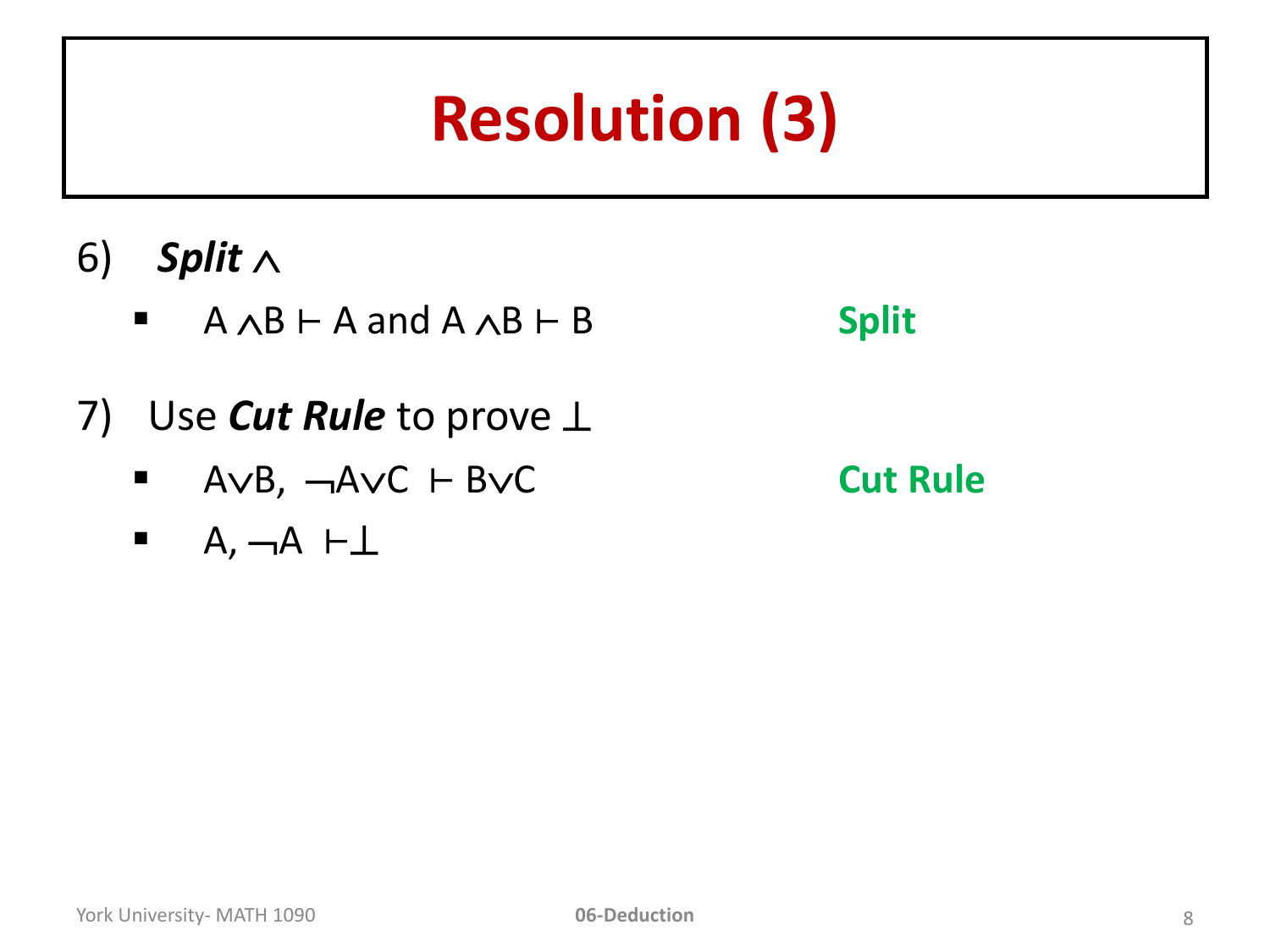# Resolution (3)

6) ***Split*** $\wedge$

   - $A \wedge B \vdash A$ and $A \wedge B \vdash B$ **Split**

7) Use ***Cut Rule*** to prove $\bot$

   - $A \vee B,\ \neg A \vee C \ \vdash B \vee C$ **Cut Rule**
   - $A, \neg A \ \vdash \bot$